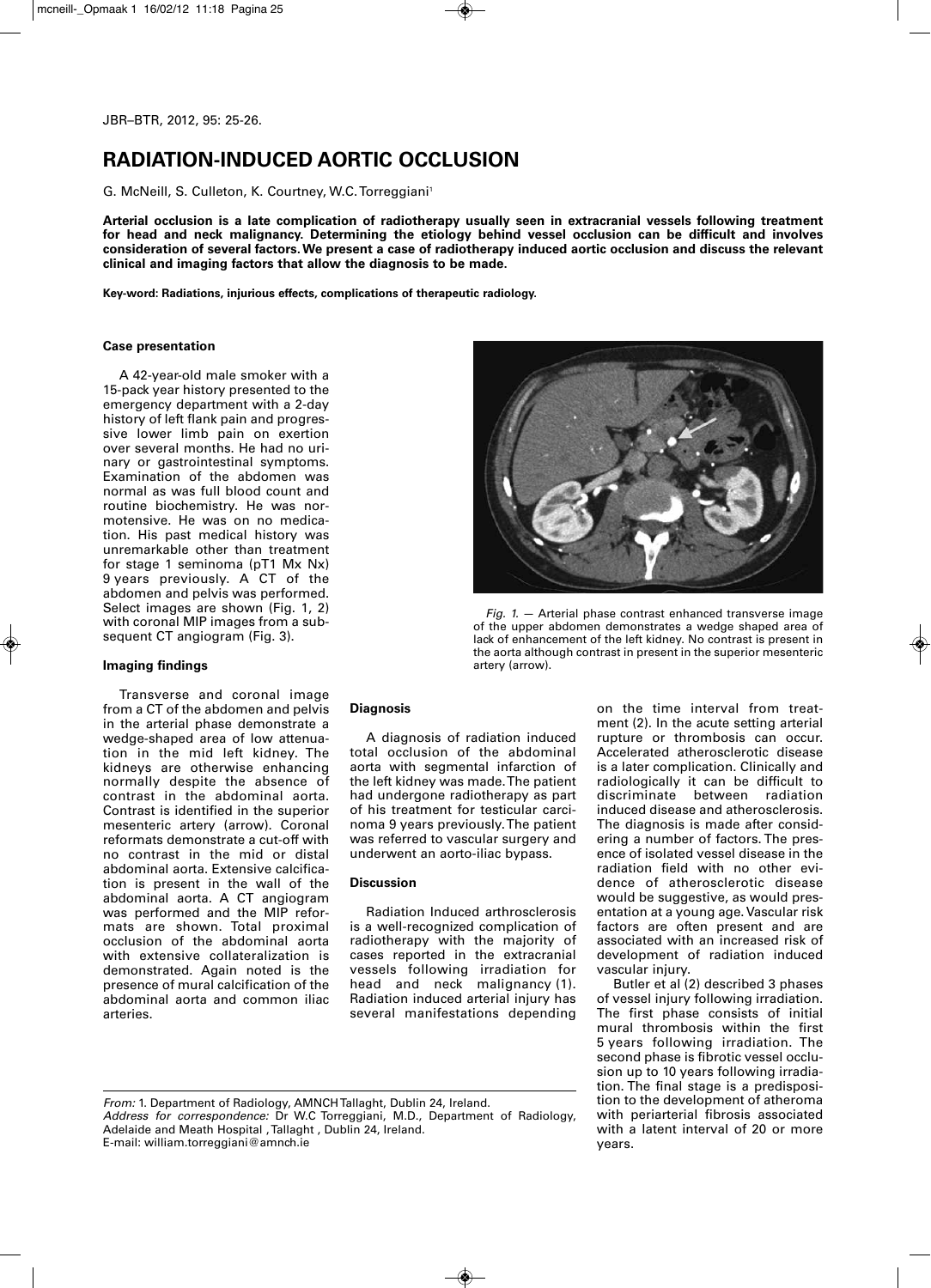# RADIATION-INDUCED AORTIC OCCLUSION

G. McNeill, S. Culleton, K. Courtney, W.C. Torreggiani[1]

**Arterial occlusion is a late complication of radiotherapy usually seen in extracranial vessels following treatment for head and neck malignancy. Determining the etiology behind vessel occlusion can be difficult and involves consideration of several factors. We present a case of radiotherapy induced aortic occlusion and discuss the relevant clinical and imaging factors that allow the diagnosis to be made.**

**Key-word: Radiations, injurious effects, complications of therapeutic radiology.**

### Case presentation

A 42-year-old male smoker with a 15-pack year history presented to the emergency department with a 2-day history of left flank pain and progressive lower limb pain on exertion over several months. He had no urinary or gastrointestinal symptoms. Examination of the abdomen was normal as was full blood count and routine biochemistry. He was normotensive. He was on no medication. His past medical history was unremarkable other than treatment for stage 1 seminoma (pT1 Mx Nx) 9 years previously. A CT of the abdomen and pelvis was performed. Select images are shown (Fig. 1, 2) with coronal MIP images from a subsequent CT angiogram (Fig. 3).

*Fig. 1.* — Arterial phase contrast enhanced transverse image of the upper abdomen demonstrates a wedge shaped area of lack of enhancement of the left kidney. No contrast is present in the aorta although contrast in present in the superior mesenteric artery (arrow).

### Imaging findings

Transverse and coronal image from a CT of the abdomen and pelvis in the arterial phase demonstrate a wedge-shaped area of low attenuation in the mid left kidney. The kidneys are otherwise enhancing normally despite the absence of contrast in the abdominal aorta. Contrast is identified in the superior mesenteric artery (arrow). Coronal reformats demonstrate a cut-off with no contrast in the mid or distal abdominal aorta. Extensive calcification is present in the wall of the abdominal aorta. A CT angiogram was performed and the MIP reformats are shown. Total proximal occlusion of the abdominal aorta with extensive collateralization is demonstrated. Again noted is the presence of mural calcification of the abdominal aorta and common iliac arteries.

### Diagnosis

A diagnosis of radiation induced total occlusion of the abdominal aorta with segmental infarction of the left kidney was made. The patient had undergone radiotherapy as part of his treatment for testicular carcinoma 9 years previously. The patient was referred to vascular surgery and underwent an aorto-iliac bypass.

### Discussion

Radiation Induced arthrosclerosis is a well-recognized complication of radiotherapy with the majority of cases reported in the extracranial vessels following irradiation for head and neck malignancy (1). Radiation induced arterial injury has several manifestations depending on the time interval from treatment (2). In the acute setting arterial rupture or thrombosis can occur. Accelerated atherosclerotic disease is a later complication. Clinically and radiologically it can be difficult to discriminate between radiation induced disease and atherosclerosis. The diagnosis is made after considering a number of factors. The presence of isolated vessel disease in the radiation field with no other evidence of atherosclerotic disease would be suggestive, as would presentation at a young age. Vascular risk factors are often present and are associated with an increased risk of development of radiation induced vascular injury.

Butler et al (2) described 3 phases of vessel injury following irradiation. The first phase consists of initial mural thrombosis within the first 5 years following irradiation. The second phase is fibrotic vessel occlusion up to 10 years following irradiation. The final stage is a predisposition to the development of atheroma with periarterial fibrosis associated with a latent interval of 20 or more years.

*From:* 1. Department of Radiology, AMNCH Tallaght, Dublin 24, Ireland.
*Address for correspondence:* Dr W.C Torreggiani, M.D., Department of Radiology, Adelaide and Meath Hospital , Tallaght , Dublin 24, Ireland.
E-mail: william.torreggiani@amnch.ie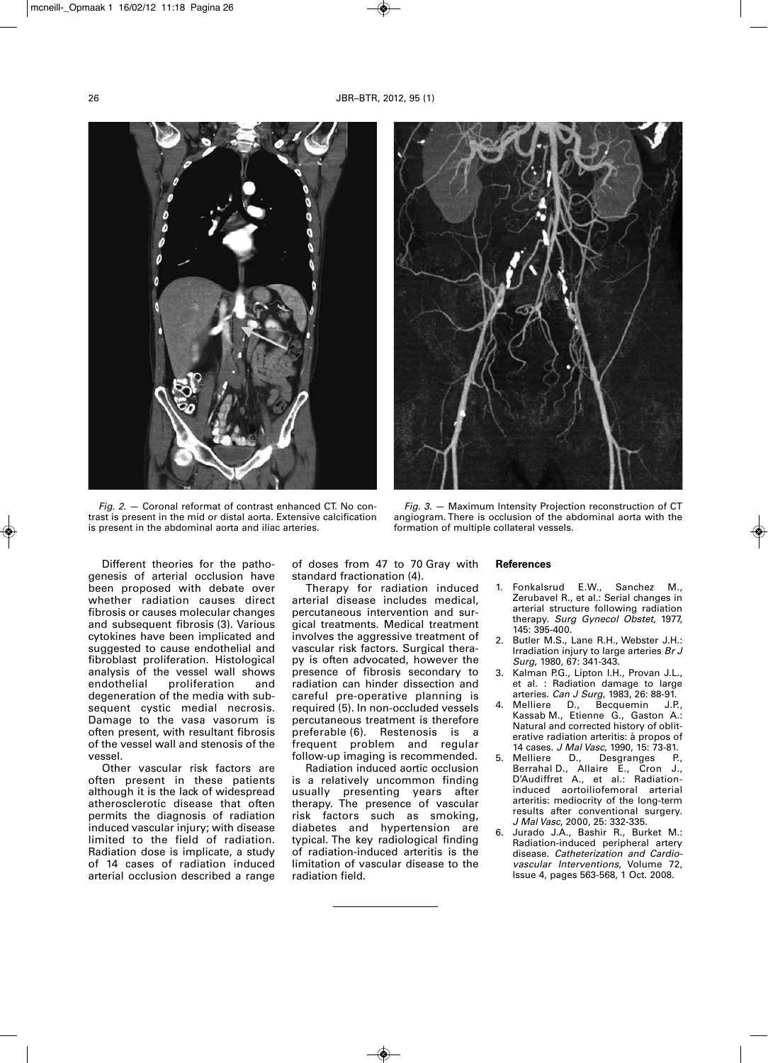*Fig. 2.* — Coronal reformat of contrast enhanced CT. No contrast is present in the mid or distal aorta. Extensive calcification is present in the abdominal aorta and iliac arteries.

*Fig. 3.* — Maximum Intensity Projection reconstruction of CT angiogram. There is occlusion of the abdominal aorta with the formation of multiple collateral vessels.

Different theories for the pathogenesis of arterial occlusion have been proposed with debate over whether radiation causes direct fibrosis or causes molecular changes and subsequent fibrosis (3). Various cytokines have been implicated and suggested to cause endothelial and fibroblast proliferation. Histological analysis of the vessel wall shows endothelial proliferation and degeneration of the media with subsequent cystic medial necrosis. Damage to the vasa vasorum is often present, with resultant fibrosis of the vessel wall and stenosis of the vessel.

Other vascular risk factors are often present in these patients although it is the lack of widespread atherosclerotic disease that often permits the diagnosis of radiation induced vascular injury; with disease limited to the field of radiation. Radiation dose is implicate, a study of 14 cases of radiation induced arterial occlusion described a range of doses from 47 to 70 Gray with standard fractionation (4).

Therapy for radiation induced arterial disease includes medical, percutaneous intervention and surgical treatments. Medical treatment involves the aggressive treatment of vascular risk factors. Surgical therapy is often advocated, however the presence of fibrosis secondary to radiation can hinder dissection and careful pre-operative planning is required (5). In non-occluded vessels percutaneous treatment is therefore preferable (6). Restenosis is a frequent problem and regular follow-up imaging is recommended.

Radiation induced aortic occlusion is a relatively uncommon finding usually presenting years after therapy. The presence of vascular risk factors such as smoking, diabetes and hypertension are typical. The key radiological finding of radiation-induced arteritis is the limitation of vascular disease to the radiation field.

## References

1. Fonkalsrud E.W., Sanchez M., Zerubavel R., et al.: Serial changes in arterial structure following radiation therapy. *Surg Gynecol Obstet*, 1977, 145: 395-400.
2. Butler M.S., Lane R.H., Webster J.H.: Irradiation injury to large arteries *Br J Surg*, 1980, 67: 341-343.
3. Kalman P.G., Lipton I.H., Provan J.L., et al. : Radiation damage to large arteries. *Can J Surg*, 1983, 26: 88-91.
4. Melliere D., Becquemin J.P., Kassab M., Etienne G., Gaston A.: Natural and corrected history of obliterative radiation arteritis: à propos of 14 cases. *J Mal Vasc*, 1990, 15: 73-81.
5. Melliere D., Desgranges P., Berrahal D., Allaire E., Cron J., D'Audiffret A., et al.: Radiation-induced aortoiliofemoral arterial arteritis: mediocrity of the long-term results after conventional surgery. *J Mal Vasc*, 2000, 25: 332-335.
6. Jurado J.A., Bashir R., Burket M.: Radiation-induced peripheral artery disease. *Catheterization and Cardiovascular Interventions*, Volume 72, Issue 4, pages 563-568, 1 Oct. 2008.